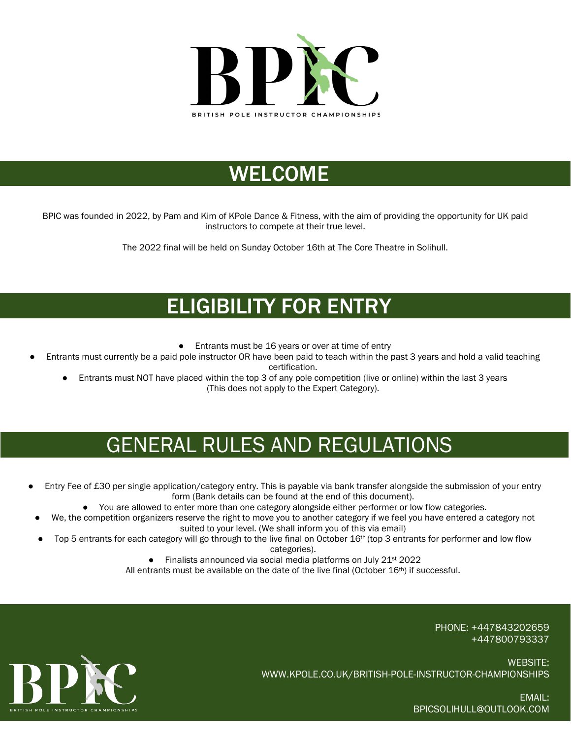# BPIC

BRITISH POLE INSTRUCTOR CHAMPIONSHIPS

## WELCOME

BPIC was founded in 2022, by Pam and Kim of KPole Dance & Fitness, with the aim of providing the opportunity for UK paid instructors to compete at their true level.

The 2022 final will be held on Sunday October 16th at The Core Theatre in Solihull.

## ELIGIBILITY FOR ENTRY

- Entrants must be 16 years or over at time of entry
- Entrants must currently be a paid pole instructor OR have been paid to teach within the past 3 years and hold a valid teaching certification.
- Entrants must NOT have placed within the top 3 of any pole competition (live or online) within the last 3 years (This does not apply to the Expert Category).

## GENERAL RULES AND REGULATIONS

- Entry Fee of £30 per single application/category entry. This is payable via bank transfer alongside the submission of your entry form (Bank details can be found at the end of this document).
- You are allowed to enter more than one category alongside either performer or low flow categories.
- We, the competition organizers reserve the right to move you to another category if we feel you have entered a category not suited to your level. (We shall inform you of this via email)
- Top 5 entrants for each category will go through to the live final on October 16th (top 3 entrants for performer and low flow categories).
- Finalists announced via social media platforms on July 21st 2022

All entrants must be available on the date of the live final (October 16th) if successful.

BPIC

BRITISH POLE INSTRUCTOR CHAMPIONSHIPS

PHONE: +447843202659
+447800793337

WEBSITE:
WWW.KPOLE.CO.UK/BRITISH-POLE-INSTRUCTOR-CHAMPIONSHIPS

EMAIL:
BPICSOLIHULL@OUTLOOK.COM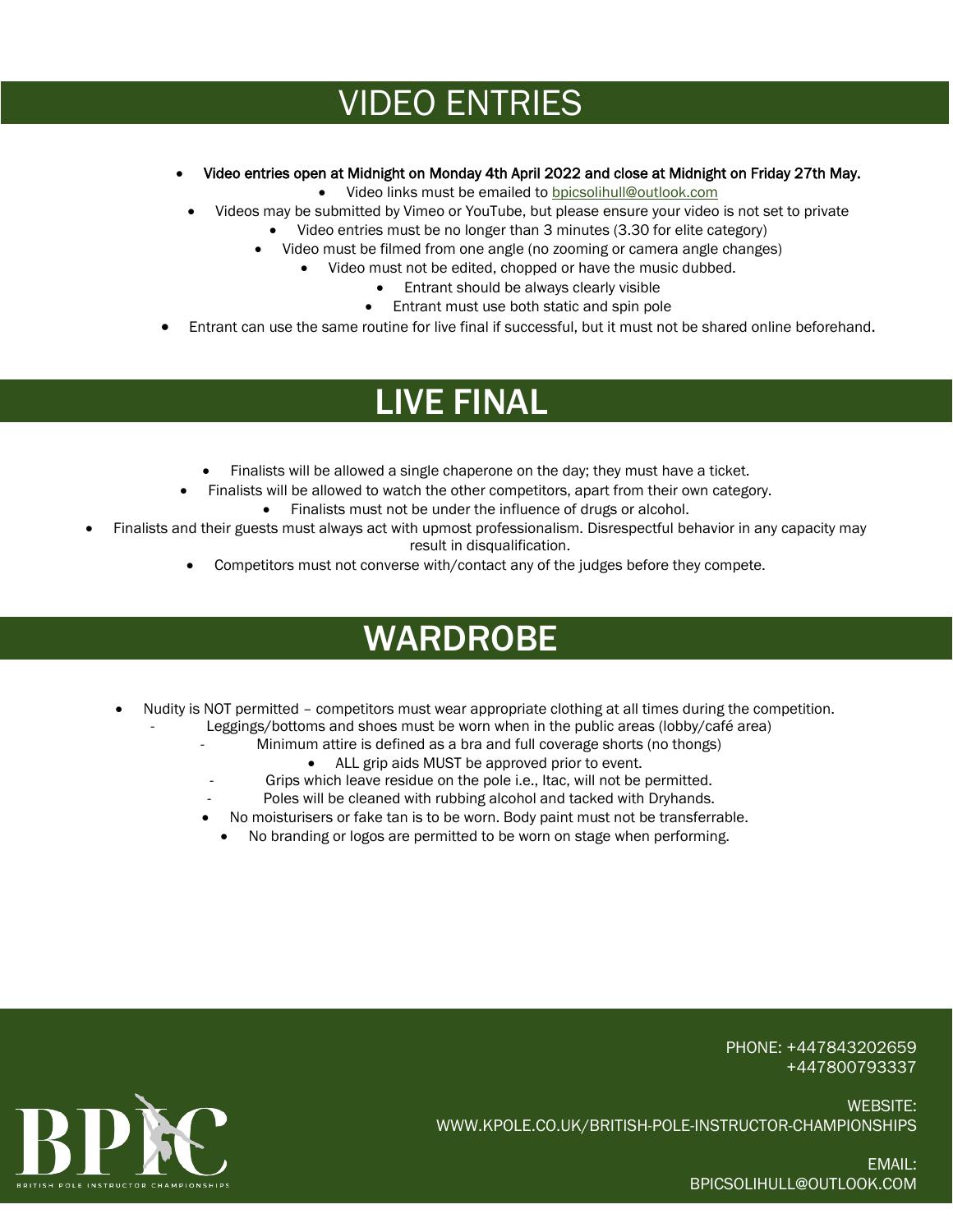# VIDEO ENTRIES

- Video entries open at Midnight on Monday 4th April 2022 and close at Midnight on Friday 27th May.
- Video links must be emailed to bpicsolihull@outlook.com
- Videos may be submitted by Vimeo or YouTube, but please ensure your video is not set to private
- Video entries must be no longer than 3 minutes (3.30 for elite category)
- Video must be filmed from one angle (no zooming or camera angle changes)
- Video must not be edited, chopped or have the music dubbed.
- Entrant should be always clearly visible
- Entrant must use both static and spin pole
- Entrant can use the same routine for live final if successful, but it must not be shared online beforehand.

# LIVE FINAL

- Finalists will be allowed a single chaperone on the day; they must have a ticket.
- Finalists will be allowed to watch the other competitors, apart from their own category.
- Finalists must not be under the influence of drugs or alcohol.
- Finalists and their guests must always act with upmost professionalism. Disrespectful behavior in any capacity may result in disqualification.
- Competitors must not converse with/contact any of the judges before they compete.

# WARDROBE

- Nudity is NOT permitted – competitors must wear appropriate clothing at all times during the competition.
  - Leggings/bottoms and shoes must be worn when in the public areas (lobby/café area)
  - Minimum attire is defined as a bra and full coverage shorts (no thongs)
- ALL grip aids MUST be approved prior to event.
  - Grips which leave residue on the pole i.e., Itac, will not be permitted.
  - Poles will be cleaned with rubbing alcohol and tacked with Dryhands.
- No moisturisers or fake tan is to be worn. Body paint must not be transferrable.
- No branding or logos are permitted to be worn on stage when performing.

BPIC
BRITISH POLE INSTRUCTOR CHAMPIONSHIPS

PHONE: +447843202659
+447800793337

WEBSITE:
WWW.KPOLE.CO.UK/BRITISH-POLE-INSTRUCTOR-CHAMPIONSHIPS

EMAIL:
BPICSOLIHULL@OUTLOOK.COM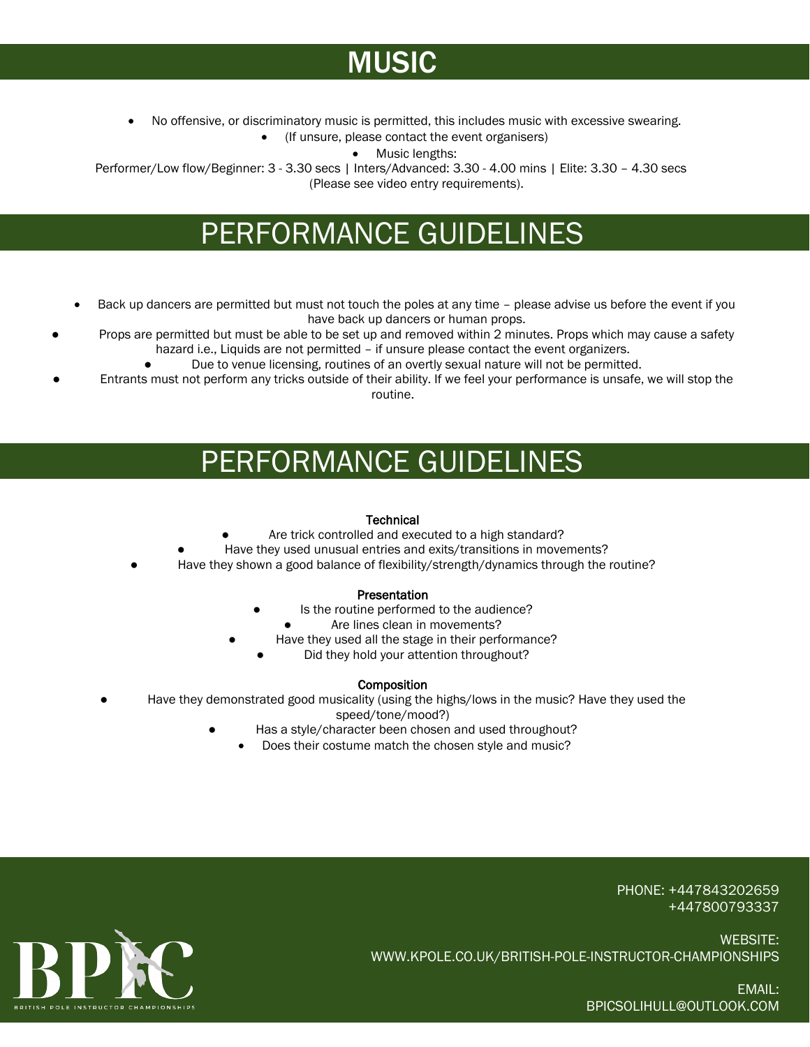# MUSIC

- No offensive, or discriminatory music is permitted, this includes music with excessive swearing.
- (If unsure, please contact the event organisers)
- Music lengths:

Performer/Low flow/Beginner: 3 - 3.30 secs | Inters/Advanced: 3.30 - 4.00 mins | Elite: 3.30 – 4.30 secs (Please see video entry requirements).

# PERFORMANCE GUIDELINES

- Back up dancers are permitted but must not touch the poles at any time – please advise us before the event if you have back up dancers or human props.
- Props are permitted but must be able to be set up and removed within 2 minutes. Props which may cause a safety hazard i.e., Liquids are not permitted – if unsure please contact the event organizers.
- Due to venue licensing, routines of an overtly sexual nature will not be permitted.
- Entrants must not perform any tricks outside of their ability. If we feel your performance is unsafe, we will stop the routine.

# PERFORMANCE GUIDELINES

**Technical**

- Are trick controlled and executed to a high standard?
- Have they used unusual entries and exits/transitions in movements?
- Have they shown a good balance of flexibility/strength/dynamics through the routine?

**Presentation**

- Is the routine performed to the audience?
- Are lines clean in movements?
- Have they used all the stage in their performance?
- Did they hold your attention throughout?

**Composition**

- Have they demonstrated good musicality (using the highs/lows in the music? Have they used the speed/tone/mood?)
- Has a style/character been chosen and used throughout?
- Does their costume match the chosen style and music?

BPIC
BRITISH POLE INSTRUCTOR CHAMPIONSHIPS

PHONE: +447843202659
+447800793337

WEBSITE:
WWW.KPOLE.CO.UK/BRITISH-POLE-INSTRUCTOR-CHAMPIONSHIPS

EMAIL:
BPICSOLIHULL@OUTLOOK.COM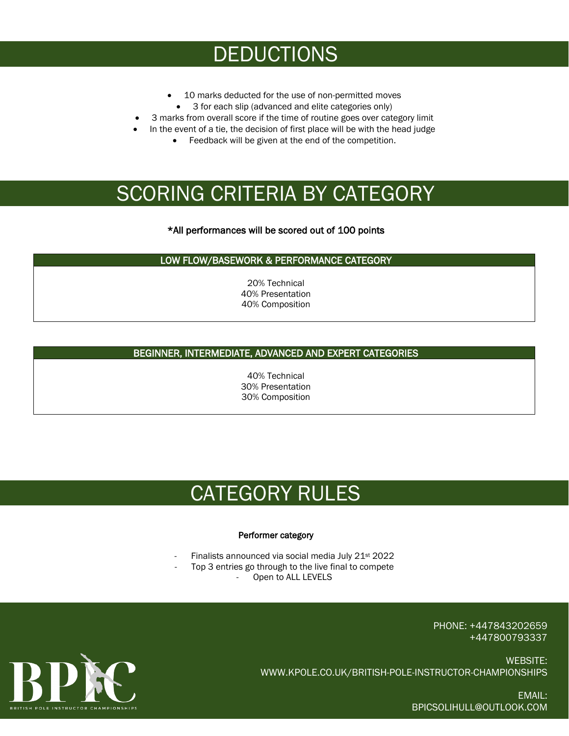# DEDUCTIONS

- 10 marks deducted for the use of non-permitted moves
- 3 for each slip (advanced and elite categories only)
- 3 marks from overall score if the time of routine goes over category limit
- In the event of a tie, the decision of first place will be with the head judge
- Feedback will be given at the end of the competition.

# SCORING CRITERIA BY CATEGORY

***All performances will be scored out of 100 points**

| LOW FLOW/BASEWORK & PERFORMANCE CATEGORY |
| --- |
| 20% Technical<br>40% Presentation<br>40% Composition |

| BEGINNER, INTERMEDIATE, ADVANCED AND EXPERT CATEGORIES |
| --- |
| 40% Technical<br>30% Presentation<br>30% Composition |

# CATEGORY RULES

**Performer category**

- Finalists announced via social media July 21st 2022
- Top 3 entries go through to the live final to compete
- Open to ALL LEVELS

PHONE: +447843202659
+447800793337

WEBSITE:
WWW.KPOLE.CO.UK/BRITISH-POLE-INSTRUCTOR-CHAMPIONSHIPS

EMAIL:
BPICSOLIHULL@OUTLOOK.COM

BPIC
BRITISH POLE INSTRUCTOR CHAMPIONSHIPS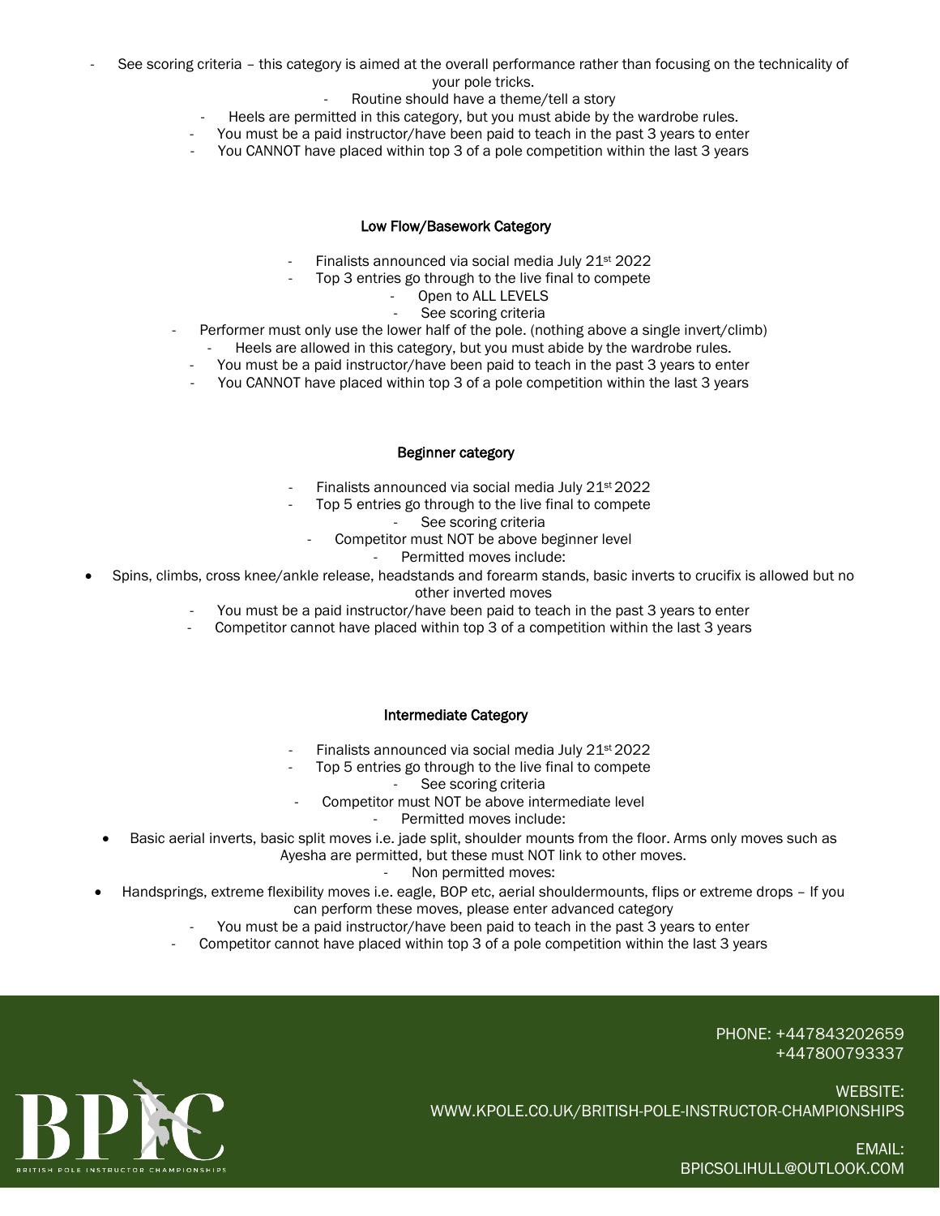- See scoring criteria – this category is aimed at the overall performance rather than focusing on the technicality of your pole tricks.
- Routine should have a theme/tell a story
- Heels are permitted in this category, but you must abide by the wardrobe rules.
- You must be a paid instructor/have been paid to teach in the past 3 years to enter
- You CANNOT have placed within top 3 of a pole competition within the last 3 years

## Low Flow/Basework Category

- Finalists announced via social media July 21st 2022
- Top 3 entries go through to the live final to compete
- Open to ALL LEVELS
- See scoring criteria
- Performer must only use the lower half of the pole. (nothing above a single invert/climb)
- Heels are allowed in this category, but you must abide by the wardrobe rules.
- You must be a paid instructor/have been paid to teach in the past 3 years to enter
- You CANNOT have placed within top 3 of a pole competition within the last 3 years

## Beginner category

- Finalists announced via social media July 21st 2022
- Top 5 entries go through to the live final to compete
- See scoring criteria
- Competitor must NOT be above beginner level
- Permitted moves include:
  - Spins, climbs, cross knee/ankle release, headstands and forearm stands, basic inverts to crucifix is allowed but no other inverted moves
- You must be a paid instructor/have been paid to teach in the past 3 years to enter
- Competitor cannot have placed within top 3 of a competition within the last 3 years

## Intermediate Category

- Finalists announced via social media July 21st 2022
- Top 5 entries go through to the live final to compete
- See scoring criteria
- Competitor must NOT be above intermediate level
- Permitted moves include:
  - Basic aerial inverts, basic split moves i.e. jade split, shoulder mounts from the floor. Arms only moves such as Ayesha are permitted, but these must NOT link to other moves.
- Non permitted moves:
  - Handsprings, extreme flexibility moves i.e. eagle, BOP etc, aerial shouldermounts, flips or extreme drops – If you can perform these moves, please enter advanced category
- You must be a paid instructor/have been paid to teach in the past 3 years to enter
- Competitor cannot have placed within top 3 of a pole competition within the last 3 years

BPIC
BRITISH POLE INSTRUCTOR CHAMPIONSHIPS

PHONE: +447843202659
+447800793337

WEBSITE:
WWW.KPOLE.CO.UK/BRITISH-POLE-INSTRUCTOR-CHAMPIONSHIPS

EMAIL:
BPICSOLIHULL@OUTLOOK.COM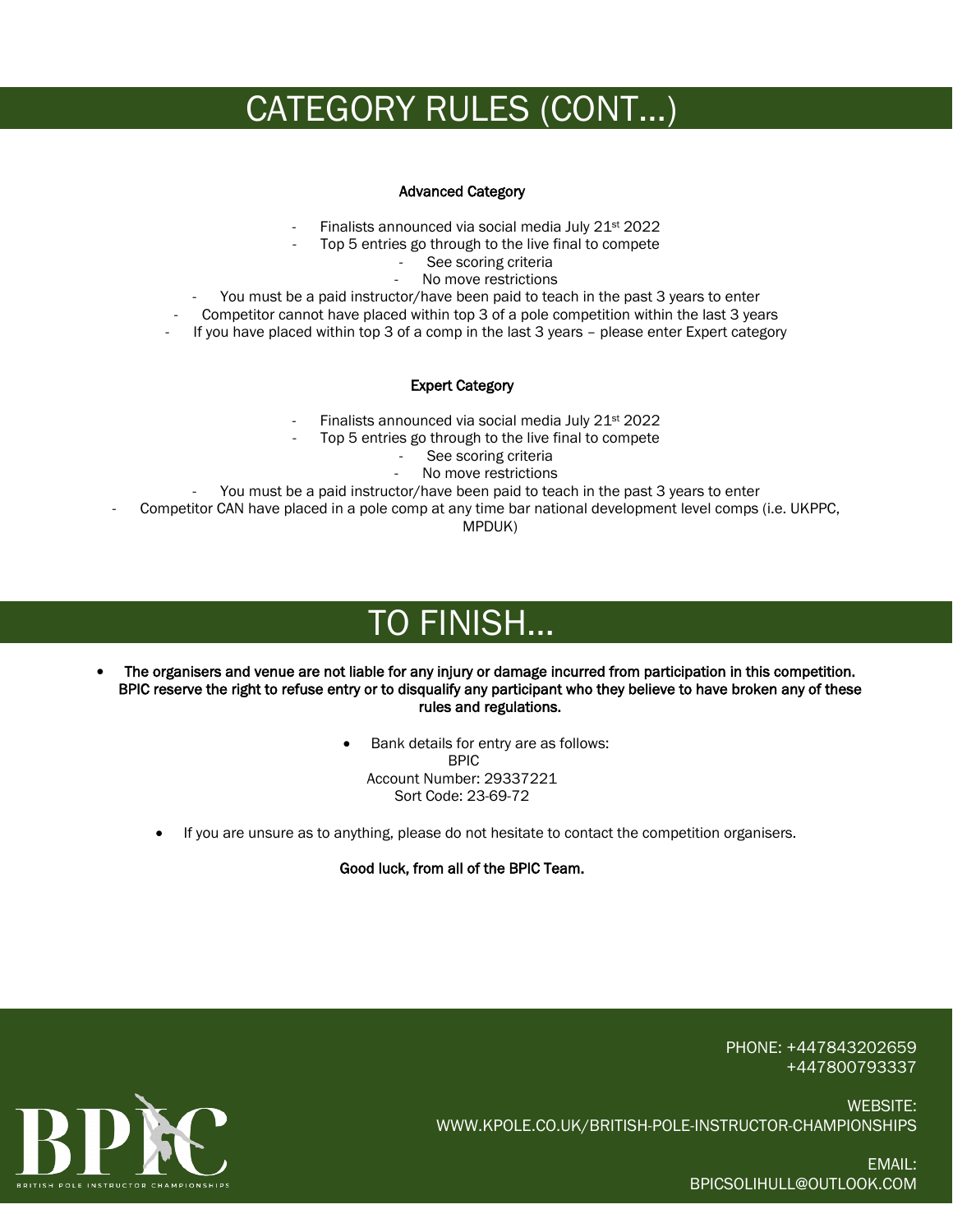# CATEGORY RULES (CONT…)

**Advanced Category**

- Finalists announced via social media July 21st 2022
- Top 5 entries go through to the live final to compete
  - See scoring criteria
  - No move restrictions
- You must be a paid instructor/have been paid to teach in the past 3 years to enter
- Competitor cannot have placed within top 3 of a pole competition within the last 3 years
- If you have placed within top 3 of a comp in the last 3 years – please enter Expert category

**Expert Category**

- Finalists announced via social media July 21st 2022
- Top 5 entries go through to the live final to compete
  - See scoring criteria
  - No move restrictions
- You must be a paid instructor/have been paid to teach in the past 3 years to enter
- Competitor CAN have placed in a pole comp at any time bar national development level comps (i.e. UKPPC, MPDUK)

# TO FINISH…

- **The organisers and venue are not liable for any injury or damage incurred from participation in this competition. BPIC reserve the right to refuse entry or to disqualify any participant who they believe to have broken any of these rules and regulations.**

- Bank details for entry are as follows:
  BPIC
  Account Number: 29337221
  Sort Code: 23-69-72

- If you are unsure as to anything, please do not hesitate to contact the competition organisers.

**Good luck, from all of the BPIC Team.**

BPIC
BRITISH POLE INSTRUCTOR CHAMPIONSHIPS

PHONE: +447843202659
+447800793337

WEBSITE:
WWW.KPOLE.CO.UK/BRITISH-POLE-INSTRUCTOR-CHAMPIONSHIPS

EMAIL:
BPICSOLIHULL@OUTLOOK.COM